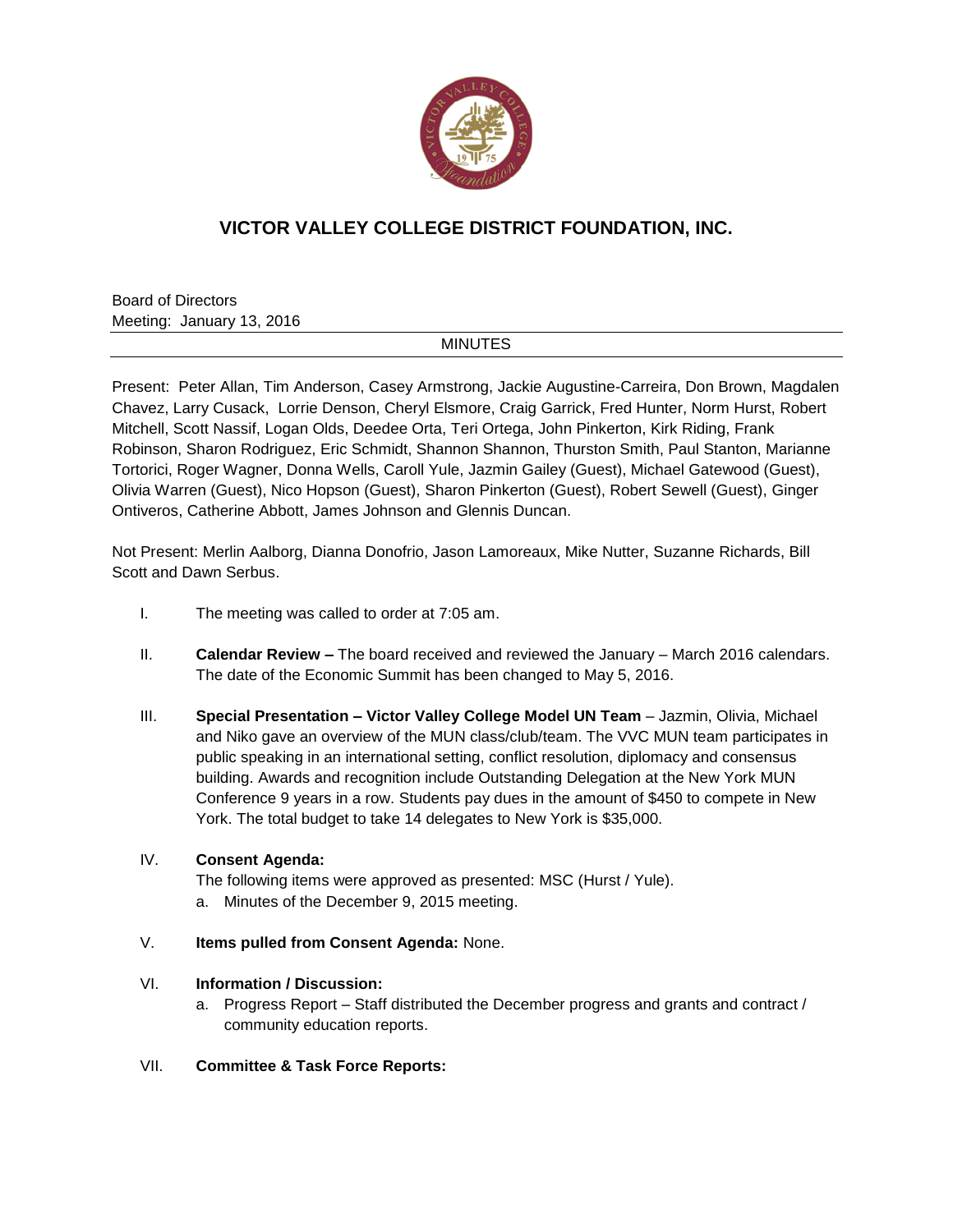# VICTOR VALLEY COLLEGE DISTRICT FOUNDATION, INC.

Board of Directors
Meeting: January 13, 2016

MINUTES

Present: Peter Allan, Tim Anderson, Casey Armstrong, Jackie Augustine-Carreira, Don Brown, Magdalen Chavez, Larry Cusack, Lorrie Denson, Cheryl Elsmore, Craig Garrick, Fred Hunter, Norm Hurst, Robert Mitchell, Scott Nassif, Logan Olds, Deedee Orta, Teri Ortega, John Pinkerton, Kirk Riding, Frank Robinson, Sharon Rodriguez, Eric Schmidt, Shannon Shannon, Thurston Smith, Paul Stanton, Marianne Tortorici, Roger Wagner, Donna Wells, Caroll Yule, Jazmin Gailey (Guest), Michael Gatewood (Guest), Olivia Warren (Guest), Nico Hopson (Guest), Sharon Pinkerton (Guest), Robert Sewell (Guest), Ginger Ontiveros, Catherine Abbott, James Johnson and Glennis Duncan.

Not Present: Merlin Aalborg, Dianna Donofrio, Jason Lamoreaux, Mike Nutter, Suzanne Richards, Bill Scott and Dawn Serbus.

I. The meeting was called to order at 7:05 am.

II. **Calendar Review –** The board received and reviewed the January – March 2016 calendars. The date of the Economic Summit has been changed to May 5, 2016.

III. **Special Presentation – Victor Valley College Model UN Team** – Jazmin, Olivia, Michael and Niko gave an overview of the MUN class/club/team. The VVC MUN team participates in public speaking in an international setting, conflict resolution, diplomacy and consensus building. Awards and recognition include Outstanding Delegation at the New York MUN Conference 9 years in a row. Students pay dues in the amount of $450 to compete in New York. The total budget to take 14 delegates to New York is $35,000.

IV. **Consent Agenda:**
The following items were approved as presented: MSC (Hurst / Yule).
   a. Minutes of the December 9, 2015 meeting.

V. **Items pulled from Consent Agenda:** None.

VI. **Information / Discussion:**
   a. Progress Report – Staff distributed the December progress and grants and contract / community education reports.

VII. **Committee & Task Force Reports:**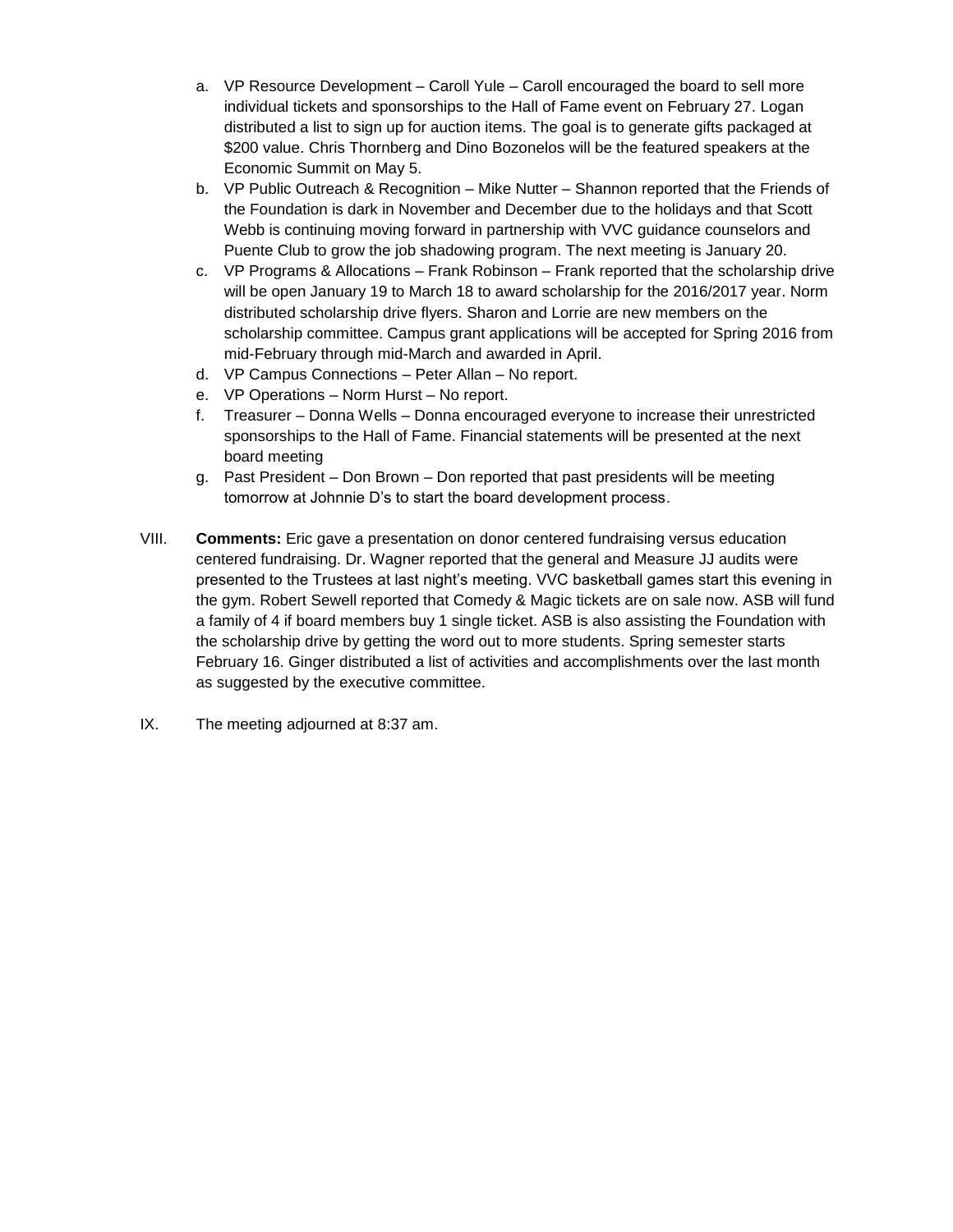a. VP Resource Development – Caroll Yule – Caroll encouraged the board to sell more individual tickets and sponsorships to the Hall of Fame event on February 27. Logan distributed a list to sign up for auction items. The goal is to generate gifts packaged at $200 value. Chris Thornberg and Dino Bozonelos will be the featured speakers at the Economic Summit on May 5.
b. VP Public Outreach & Recognition – Mike Nutter – Shannon reported that the Friends of the Foundation is dark in November and December due to the holidays and that Scott Webb is continuing moving forward in partnership with VVC guidance counselors and Puente Club to grow the job shadowing program. The next meeting is January 20.
c. VP Programs & Allocations – Frank Robinson – Frank reported that the scholarship drive will be open January 19 to March 18 to award scholarship for the 2016/2017 year. Norm distributed scholarship drive flyers. Sharon and Lorrie are new members on the scholarship committee. Campus grant applications will be accepted for Spring 2016 from mid-February through mid-March and awarded in April.
d. VP Campus Connections – Peter Allan – No report.
e. VP Operations – Norm Hurst – No report.
f. Treasurer – Donna Wells – Donna encouraged everyone to increase their unrestricted sponsorships to the Hall of Fame. Financial statements will be presented at the next board meeting
g. Past President – Don Brown – Don reported that past presidents will be meeting tomorrow at Johnnie D's to start the board development process.

VIII. **Comments:** Eric gave a presentation on donor centered fundraising versus education centered fundraising. Dr. Wagner reported that the general and Measure JJ audits were presented to the Trustees at last night's meeting. VVC basketball games start this evening in the gym. Robert Sewell reported that Comedy & Magic tickets are on sale now. ASB will fund a family of 4 if board members buy 1 single ticket. ASB is also assisting the Foundation with the scholarship drive by getting the word out to more students. Spring semester starts February 16. Ginger distributed a list of activities and accomplishments over the last month as suggested by the executive committee.

IX. The meeting adjourned at 8:37 am.